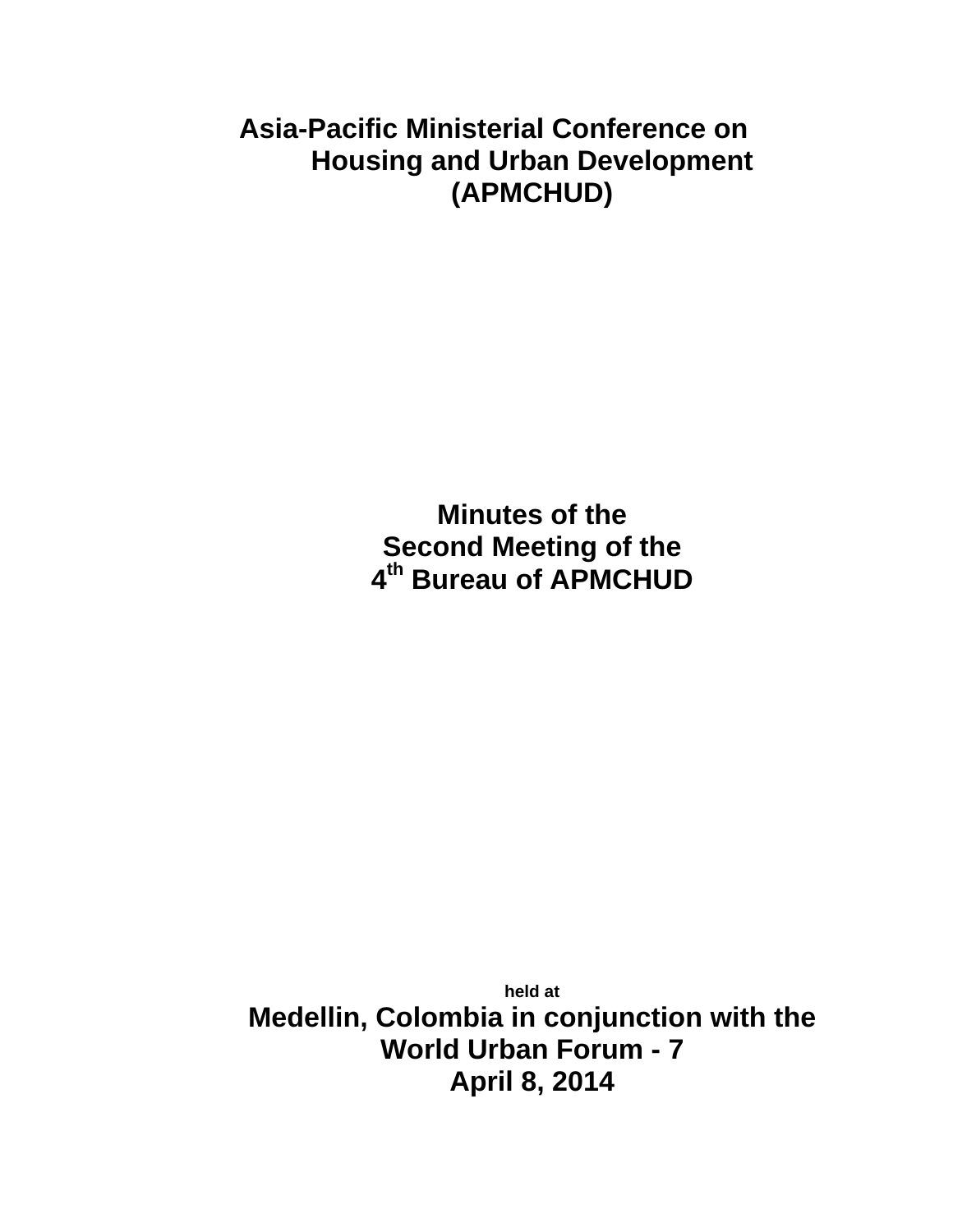# Asia-Pacific Ministerial Conference on Housing and Urban Development (APMCHUD)

## Minutes of the Second Meeting of the 4th Bureau of APMCHUD

**held at**

**Medellin, Colombia in conjunction with the World Urban Forum - 7**

**April 8, 2014**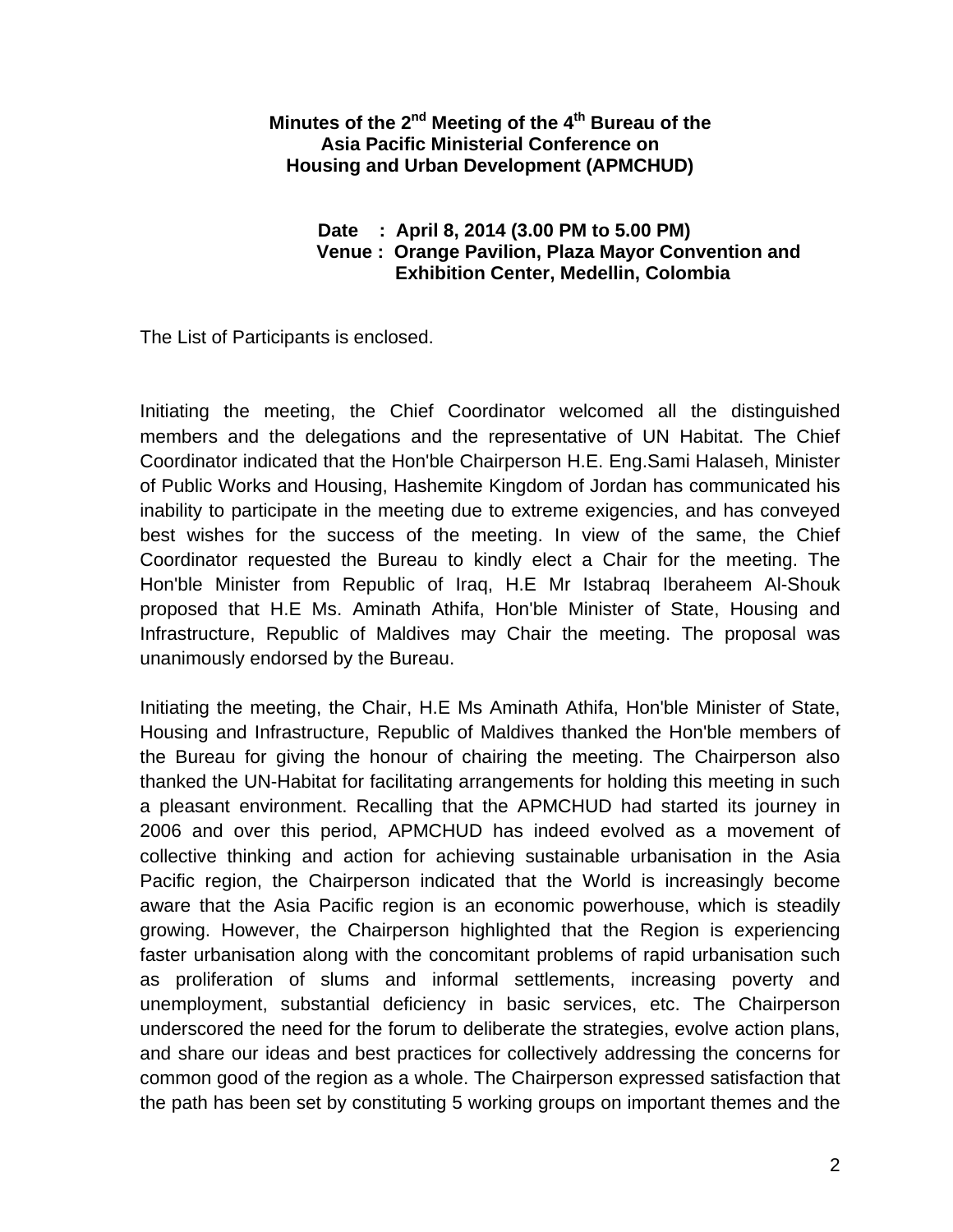**Minutes of the 2nd Meeting of the 4th Bureau of the Asia Pacific Ministerial Conference on Housing and Urban Development (APMCHUD)**

**Date : April 8, 2014 (3.00 PM to 5.00 PM)**
**Venue : Orange Pavilion, Plaza Mayor Convention and Exhibition Center, Medellin, Colombia**

The List of Participants is enclosed.

Initiating the meeting, the Chief Coordinator welcomed all the distinguished members and the delegations and the representative of UN Habitat. The Chief Coordinator indicated that the Hon'ble Chairperson H.E. Eng.Sami Halaseh, Minister of Public Works and Housing, Hashemite Kingdom of Jordan has communicated his inability to participate in the meeting due to extreme exigencies, and has conveyed best wishes for the success of the meeting. In view of the same, the Chief Coordinator requested the Bureau to kindly elect a Chair for the meeting. The Hon'ble Minister from Republic of Iraq, H.E Mr Istabraq Iberaheem Al-Shouk proposed that H.E Ms. Aminath Athifa, Hon'ble Minister of State, Housing and Infrastructure, Republic of Maldives may Chair the meeting. The proposal was unanimously endorsed by the Bureau.

Initiating the meeting, the Chair, H.E Ms Aminath Athifa, Hon'ble Minister of State, Housing and Infrastructure, Republic of Maldives thanked the Hon'ble members of the Bureau for giving the honour of chairing the meeting. The Chairperson also thanked the UN-Habitat for facilitating arrangements for holding this meeting in such a pleasant environment. Recalling that the APMCHUD had started its journey in 2006 and over this period, APMCHUD has indeed evolved as a movement of collective thinking and action for achieving sustainable urbanisation in the Asia Pacific region, the Chairperson indicated that the World is increasingly become aware that the Asia Pacific region is an economic powerhouse, which is steadily growing. However, the Chairperson highlighted that the Region is experiencing faster urbanisation along with the concomitant problems of rapid urbanisation such as proliferation of slums and informal settlements, increasing poverty and unemployment, substantial deficiency in basic services, etc. The Chairperson underscored the need for the forum to deliberate the strategies, evolve action plans, and share our ideas and best practices for collectively addressing the concerns for common good of the region as a whole. The Chairperson expressed satisfaction that the path has been set by constituting 5 working groups on important themes and the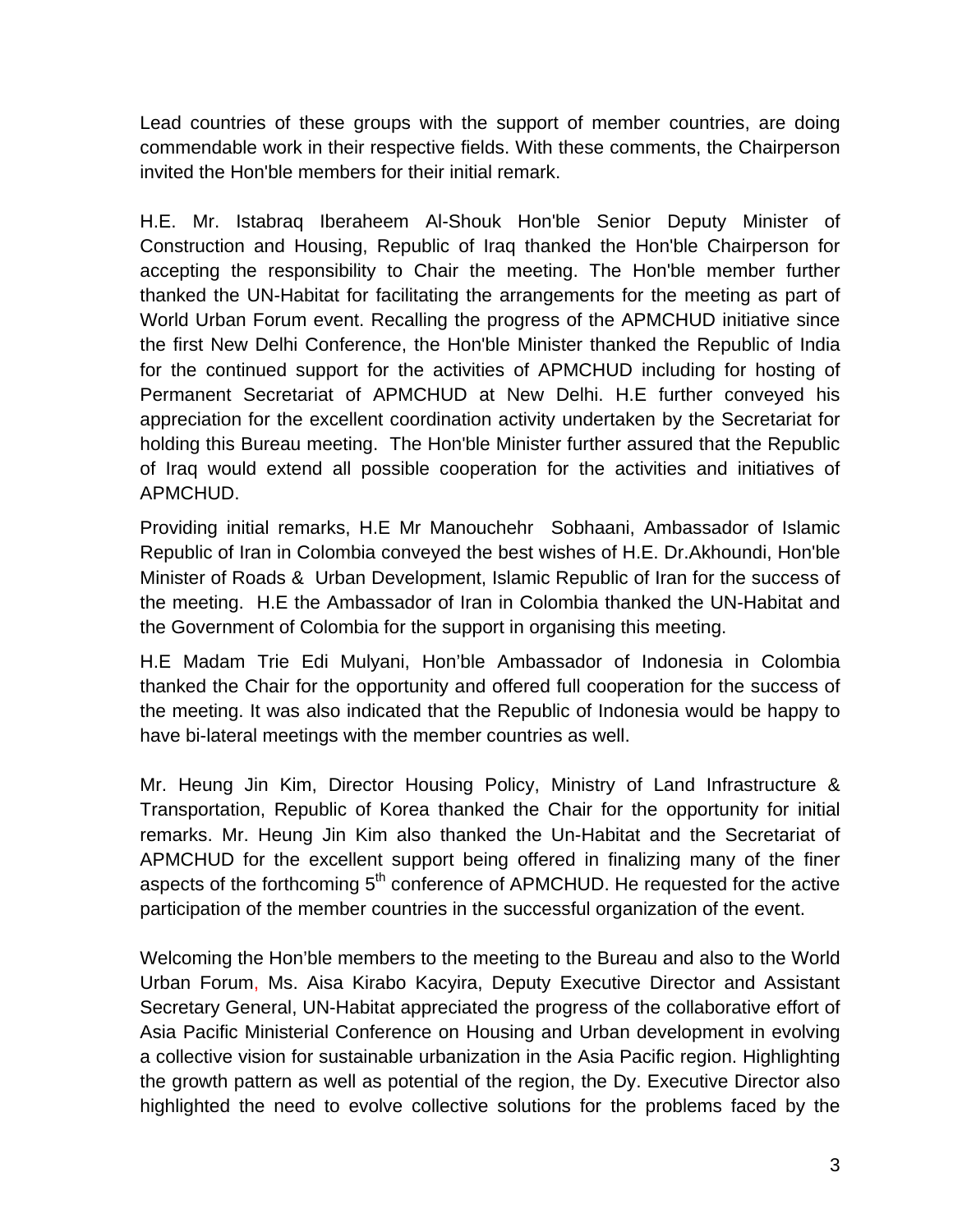Lead countries of these groups with the support of member countries, are doing commendable work in their respective fields. With these comments, the Chairperson invited the Hon'ble members for their initial remark.

H.E. Mr. Istabraq Iberaheem Al-Shouk Hon'ble Senior Deputy Minister of Construction and Housing, Republic of Iraq thanked the Hon'ble Chairperson for accepting the responsibility to Chair the meeting. The Hon'ble member further thanked the UN-Habitat for facilitating the arrangements for the meeting as part of World Urban Forum event. Recalling the progress of the APMCHUD initiative since the first New Delhi Conference, the Hon'ble Minister thanked the Republic of India for the continued support for the activities of APMCHUD including for hosting of Permanent Secretariat of APMCHUD at New Delhi. H.E further conveyed his appreciation for the excellent coordination activity undertaken by the Secretariat for holding this Bureau meeting. The Hon'ble Minister further assured that the Republic of Iraq would extend all possible cooperation for the activities and initiatives of APMCHUD.

Providing initial remarks, H.E Mr Manouchehr Sobhaani, Ambassador of Islamic Republic of Iran in Colombia conveyed the best wishes of H.E. Dr.Akhoundi, Hon'ble Minister of Roads & Urban Development, Islamic Republic of Iran for the success of the meeting. H.E the Ambassador of Iran in Colombia thanked the UN-Habitat and the Government of Colombia for the support in organising this meeting.

H.E Madam Trie Edi Mulyani, Hon'ble Ambassador of Indonesia in Colombia thanked the Chair for the opportunity and offered full cooperation for the success of the meeting. It was also indicated that the Republic of Indonesia would be happy to have bi-lateral meetings with the member countries as well.

Mr. Heung Jin Kim, Director Housing Policy, Ministry of Land Infrastructure & Transportation, Republic of Korea thanked the Chair for the opportunity for initial remarks. Mr. Heung Jin Kim also thanked the Un-Habitat and the Secretariat of APMCHUD for the excellent support being offered in finalizing many of the finer aspects of the forthcoming 5th conference of APMCHUD. He requested for the active participation of the member countries in the successful organization of the event.

Welcoming the Hon'ble members to the meeting to the Bureau and also to the World Urban Forum, Ms. Aisa Kirabo Kacyira, Deputy Executive Director and Assistant Secretary General, UN-Habitat appreciated the progress of the collaborative effort of Asia Pacific Ministerial Conference on Housing and Urban development in evolving a collective vision for sustainable urbanization in the Asia Pacific region. Highlighting the growth pattern as well as potential of the region, the Dy. Executive Director also highlighted the need to evolve collective solutions for the problems faced by the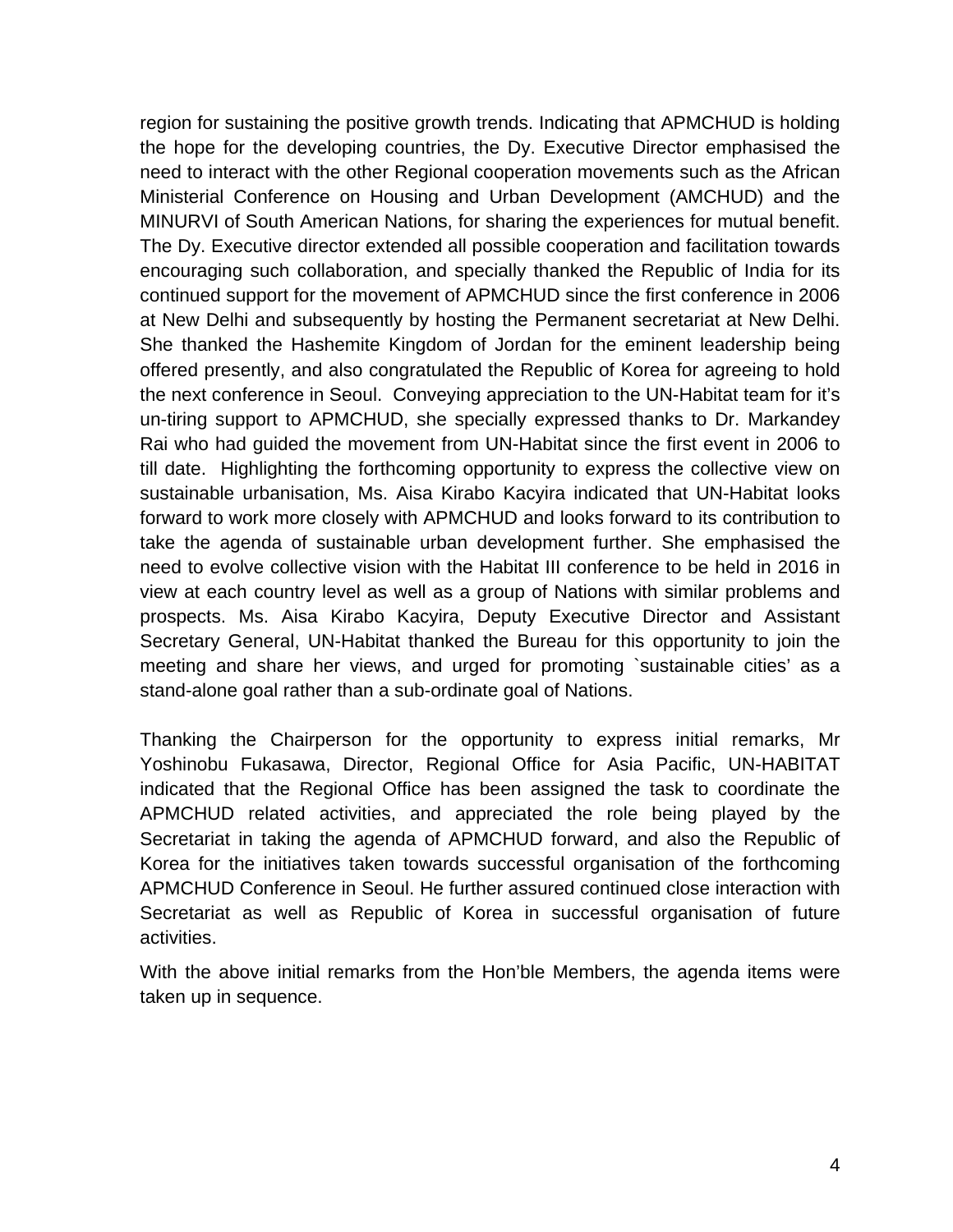region for sustaining the positive growth trends. Indicating that APMCHUD is holding the hope for the developing countries, the Dy. Executive Director emphasised the need to interact with the other Regional cooperation movements such as the African Ministerial Conference on Housing and Urban Development (AMCHUD) and the MINURVI of South American Nations, for sharing the experiences for mutual benefit. The Dy. Executive director extended all possible cooperation and facilitation towards encouraging such collaboration, and specially thanked the Republic of India for its continued support for the movement of APMCHUD since the first conference in 2006 at New Delhi and subsequently by hosting the Permanent secretariat at New Delhi. She thanked the Hashemite Kingdom of Jordan for the eminent leadership being offered presently, and also congratulated the Republic of Korea for agreeing to hold the next conference in Seoul. Conveying appreciation to the UN-Habitat team for it's un-tiring support to APMCHUD, she specially expressed thanks to Dr. Markandey Rai who had guided the movement from UN-Habitat since the first event in 2006 to till date. Highlighting the forthcoming opportunity to express the collective view on sustainable urbanisation, Ms. Aisa Kirabo Kacyira indicated that UN-Habitat looks forward to work more closely with APMCHUD and looks forward to its contribution to take the agenda of sustainable urban development further. She emphasised the need to evolve collective vision with the Habitat III conference to be held in 2016 in view at each country level as well as a group of Nations with similar problems and prospects. Ms. Aisa Kirabo Kacyira, Deputy Executive Director and Assistant Secretary General, UN-Habitat thanked the Bureau for this opportunity to join the meeting and share her views, and urged for promoting `sustainable cities' as a stand-alone goal rather than a sub-ordinate goal of Nations.

Thanking the Chairperson for the opportunity to express initial remarks, Mr Yoshinobu Fukasawa, Director, Regional Office for Asia Pacific, UN-HABITAT indicated that the Regional Office has been assigned the task to coordinate the APMCHUD related activities, and appreciated the role being played by the Secretariat in taking the agenda of APMCHUD forward, and also the Republic of Korea for the initiatives taken towards successful organisation of the forthcoming APMCHUD Conference in Seoul. He further assured continued close interaction with Secretariat as well as Republic of Korea in successful organisation of future activities.

With the above initial remarks from the Hon'ble Members, the agenda items were taken up in sequence.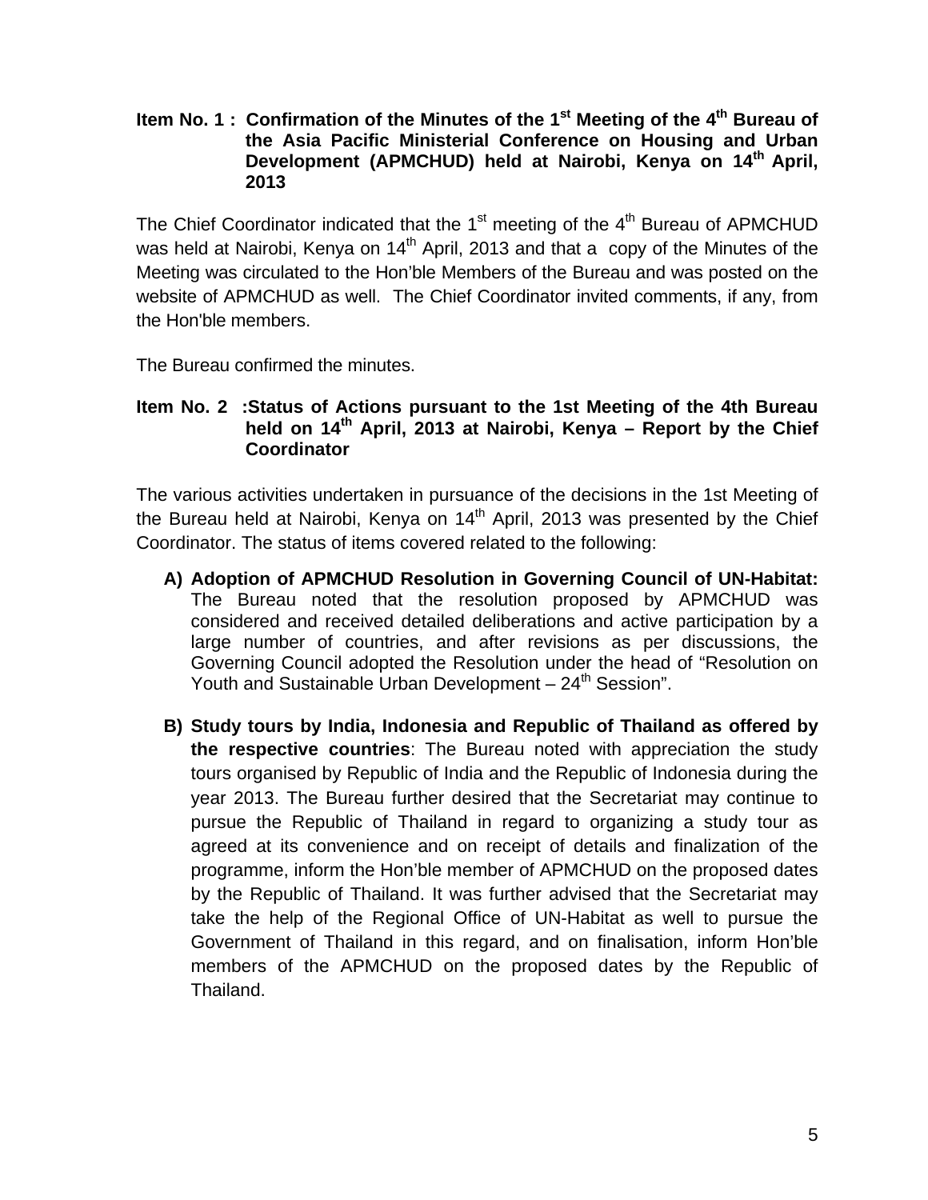**Item No. 1 : Confirmation of the Minutes of the 1st Meeting of the 4th Bureau of the Asia Pacific Ministerial Conference on Housing and Urban Development (APMCHUD) held at Nairobi, Kenya on 14th April, 2013**

The Chief Coordinator indicated that the 1st meeting of the 4th Bureau of APMCHUD was held at Nairobi, Kenya on 14th April, 2013 and that a copy of the Minutes of the Meeting was circulated to the Hon'ble Members of the Bureau and was posted on the website of APMCHUD as well. The Chief Coordinator invited comments, if any, from the Hon'ble members.

The Bureau confirmed the minutes.

**Item No. 2 :Status of Actions pursuant to the 1st Meeting of the 4th Bureau held on 14th April, 2013 at Nairobi, Kenya – Report by the Chief Coordinator**

The various activities undertaken in pursuance of the decisions in the 1st Meeting of the Bureau held at Nairobi, Kenya on 14th April, 2013 was presented by the Chief Coordinator. The status of items covered related to the following:

A) **Adoption of APMCHUD Resolution in Governing Council of UN-Habitat:** The Bureau noted that the resolution proposed by APMCHUD was considered and received detailed deliberations and active participation by a large number of countries, and after revisions as per discussions, the Governing Council adopted the Resolution under the head of "Resolution on Youth and Sustainable Urban Development – 24th Session".

B) **Study tours by India, Indonesia and Republic of Thailand as offered by the respective countries**: The Bureau noted with appreciation the study tours organised by Republic of India and the Republic of Indonesia during the year 2013. The Bureau further desired that the Secretariat may continue to pursue the Republic of Thailand in regard to organizing a study tour as agreed at its convenience and on receipt of details and finalization of the programme, inform the Hon'ble member of APMCHUD on the proposed dates by the Republic of Thailand. It was further advised that the Secretariat may take the help of the Regional Office of UN-Habitat as well to pursue the Government of Thailand in this regard, and on finalisation, inform Hon'ble members of the APMCHUD on the proposed dates by the Republic of Thailand.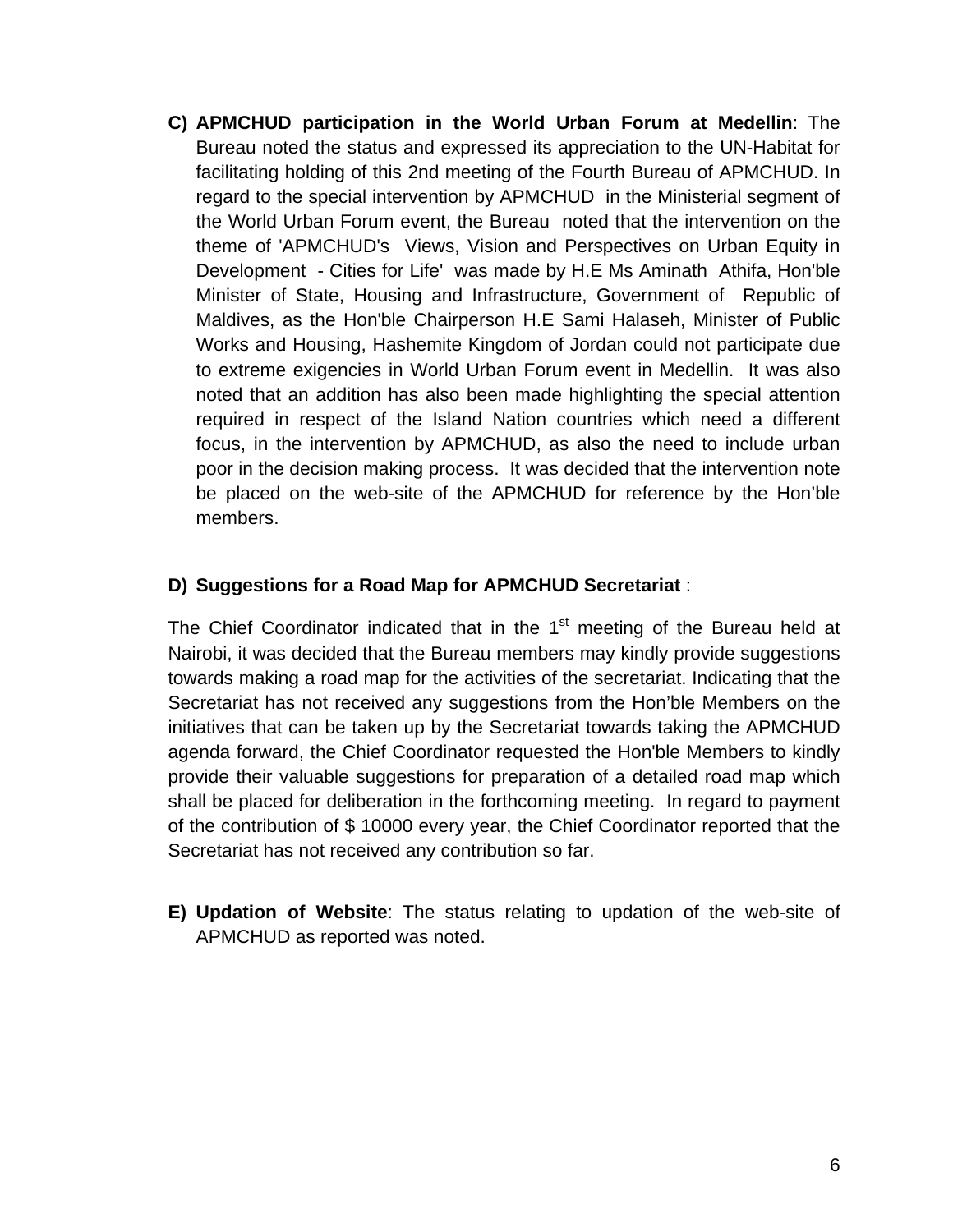C) **APMCHUD participation in the World Urban Forum at Medellin**: The Bureau noted the status and expressed its appreciation to the UN-Habitat for facilitating holding of this 2nd meeting of the Fourth Bureau of APMCHUD. In regard to the special intervention by APMCHUD in the Ministerial segment of the World Urban Forum event, the Bureau noted that the intervention on the theme of 'APMCHUD's Views, Vision and Perspectives on Urban Equity in Development - Cities for Life' was made by H.E Ms Aminath Athifa, Hon'ble Minister of State, Housing and Infrastructure, Government of Republic of Maldives, as the Hon'ble Chairperson H.E Sami Halaseh, Minister of Public Works and Housing, Hashemite Kingdom of Jordan could not participate due to extreme exigencies in World Urban Forum event in Medellin. It was also noted that an addition has also been made highlighting the special attention required in respect of the Island Nation countries which need a different focus, in the intervention by APMCHUD, as also the need to include urban poor in the decision making process. It was decided that the intervention note be placed on the web-site of the APMCHUD for reference by the Hon'ble members.

D) **Suggestions for a Road Map for APMCHUD Secretariat** :

The Chief Coordinator indicated that in the 1st meeting of the Bureau held at Nairobi, it was decided that the Bureau members may kindly provide suggestions towards making a road map for the activities of the secretariat. Indicating that the Secretariat has not received any suggestions from the Hon'ble Members on the initiatives that can be taken up by the Secretariat towards taking the APMCHUD agenda forward, the Chief Coordinator requested the Hon'ble Members to kindly provide their valuable suggestions for preparation of a detailed road map which shall be placed for deliberation in the forthcoming meeting. In regard to payment of the contribution of $ 10000 every year, the Chief Coordinator reported that the Secretariat has not received any contribution so far.

E) **Updation of Website**: The status relating to updation of the web-site of APMCHUD as reported was noted.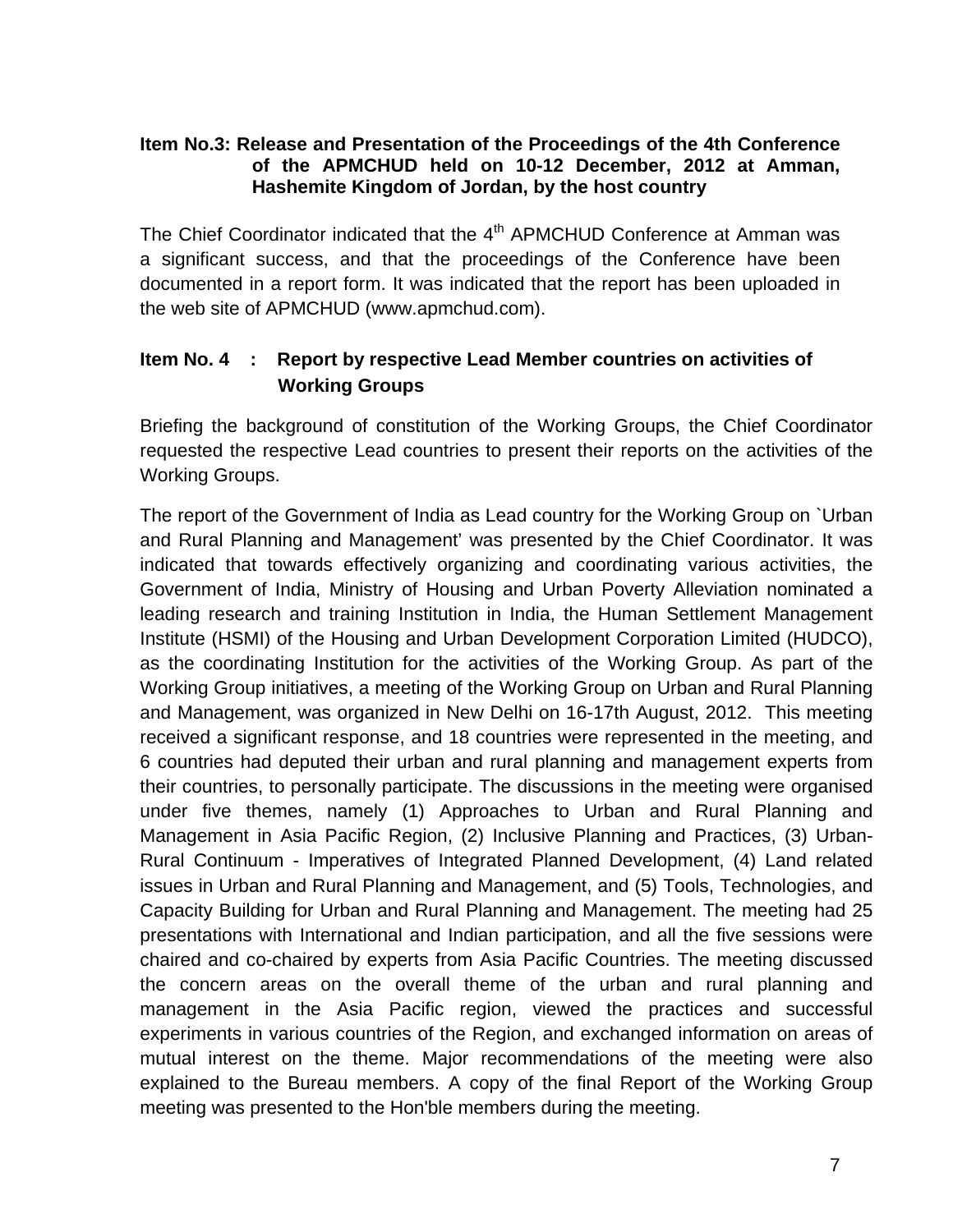### Item No.3: Release and Presentation of the Proceedings of the 4th Conference of the APMCHUD held on 10-12 December, 2012 at Amman, Hashemite Kingdom of Jordan, by the host country

The Chief Coordinator indicated that the 4th APMCHUD Conference at Amman was a significant success, and that the proceedings of the Conference have been documented in a report form. It was indicated that the report has been uploaded in the web site of APMCHUD (www.apmchud.com).

### Item No. 4 : Report by respective Lead Member countries on activities of Working Groups

Briefing the background of constitution of the Working Groups, the Chief Coordinator requested the respective Lead countries to present their reports on the activities of the Working Groups.

The report of the Government of India as Lead country for the Working Group on `Urban and Rural Planning and Management' was presented by the Chief Coordinator. It was indicated that towards effectively organizing and coordinating various activities, the Government of India, Ministry of Housing and Urban Poverty Alleviation nominated a leading research and training Institution in India, the Human Settlement Management Institute (HSMI) of the Housing and Urban Development Corporation Limited (HUDCO), as the coordinating Institution for the activities of the Working Group. As part of the Working Group initiatives, a meeting of the Working Group on Urban and Rural Planning and Management, was organized in New Delhi on 16-17th August, 2012. This meeting received a significant response, and 18 countries were represented in the meeting, and 6 countries had deputed their urban and rural planning and management experts from their countries, to personally participate. The discussions in the meeting were organised under five themes, namely (1) Approaches to Urban and Rural Planning and Management in Asia Pacific Region, (2) Inclusive Planning and Practices, (3) Urban-Rural Continuum - Imperatives of Integrated Planned Development, (4) Land related issues in Urban and Rural Planning and Management, and (5) Tools, Technologies, and Capacity Building for Urban and Rural Planning and Management. The meeting had 25 presentations with International and Indian participation, and all the five sessions were chaired and co-chaired by experts from Asia Pacific Countries. The meeting discussed the concern areas on the overall theme of the urban and rural planning and management in the Asia Pacific region, viewed the practices and successful experiments in various countries of the Region, and exchanged information on areas of mutual interest on the theme. Major recommendations of the meeting were also explained to the Bureau members. A copy of the final Report of the Working Group meeting was presented to the Hon'ble members during the meeting.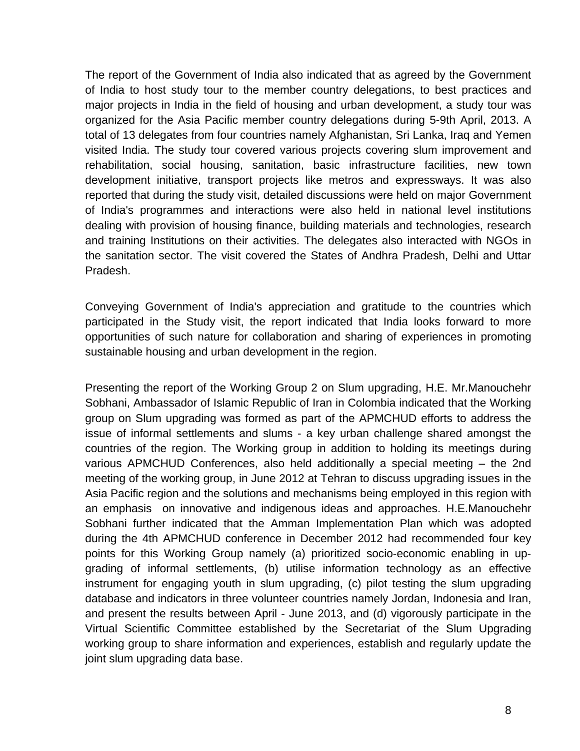The report of the Government of India also indicated that as agreed by the Government of India to host study tour to the member country delegations, to best practices and major projects in India in the field of housing and urban development, a study tour was organized for the Asia Pacific member country delegations during 5-9th April, 2013. A total of 13 delegates from four countries namely Afghanistan, Sri Lanka, Iraq and Yemen visited India. The study tour covered various projects covering slum improvement and rehabilitation, social housing, sanitation, basic infrastructure facilities, new town development initiative, transport projects like metros and expressways. It was also reported that during the study visit, detailed discussions were held on major Government of India's programmes and interactions were also held in national level institutions dealing with provision of housing finance, building materials and technologies, research and training Institutions on their activities. The delegates also interacted with NGOs in the sanitation sector. The visit covered the States of Andhra Pradesh, Delhi and Uttar Pradesh.

Conveying Government of India's appreciation and gratitude to the countries which participated in the Study visit, the report indicated that India looks forward to more opportunities of such nature for collaboration and sharing of experiences in promoting sustainable housing and urban development in the region.

Presenting the report of the Working Group 2 on Slum upgrading, H.E. Mr.Manouchehr Sobhani, Ambassador of Islamic Republic of Iran in Colombia indicated that the Working group on Slum upgrading was formed as part of the APMCHUD efforts to address the issue of informal settlements and slums - a key urban challenge shared amongst the countries of the region. The Working group in addition to holding its meetings during various APMCHUD Conferences, also held additionally a special meeting – the 2nd meeting of the working group, in June 2012 at Tehran to discuss upgrading issues in the Asia Pacific region and the solutions and mechanisms being employed in this region with an emphasis on innovative and indigenous ideas and approaches. H.E.Manouchehr Sobhani further indicated that the Amman Implementation Plan which was adopted during the 4th APMCHUD conference in December 2012 had recommended four key points for this Working Group namely (a) prioritized socio-economic enabling in up-grading of informal settlements, (b) utilise information technology as an effective instrument for engaging youth in slum upgrading, (c) pilot testing the slum upgrading database and indicators in three volunteer countries namely Jordan, Indonesia and Iran, and present the results between April - June 2013, and (d) vigorously participate in the Virtual Scientific Committee established by the Secretariat of the Slum Upgrading working group to share information and experiences, establish and regularly update the joint slum upgrading data base.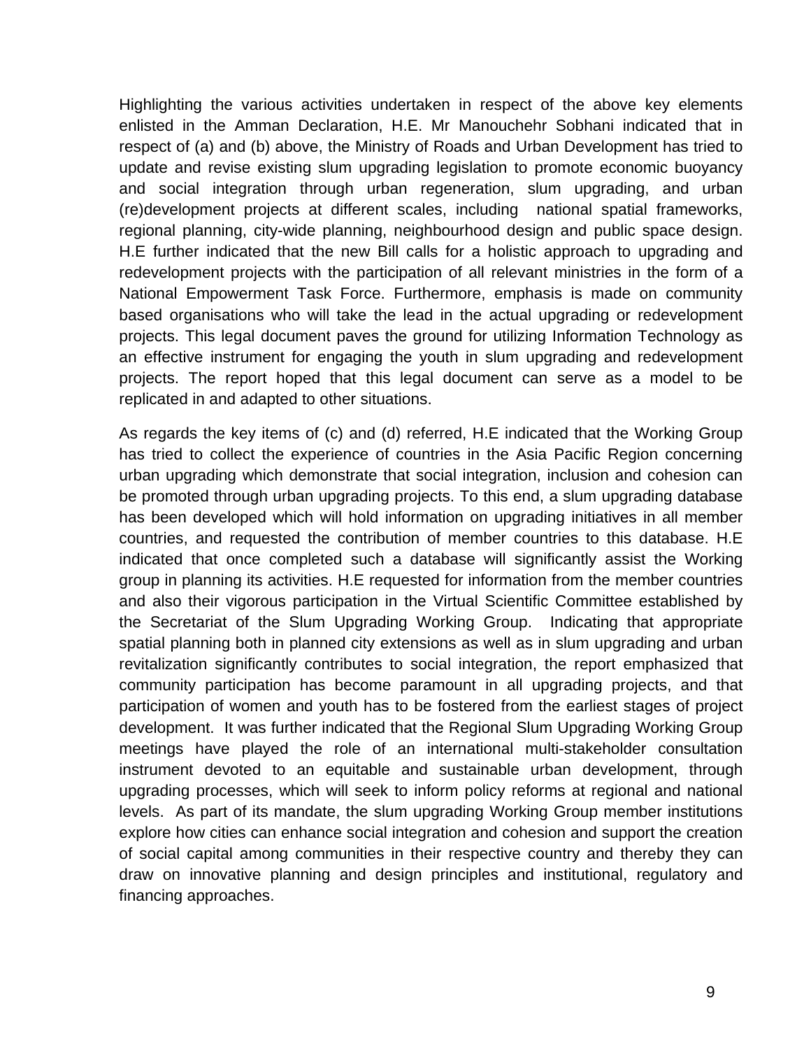Highlighting the various activities undertaken in respect of the above key elements enlisted in the Amman Declaration, H.E. Mr Manouchehr Sobhani indicated that in respect of (a) and (b) above, the Ministry of Roads and Urban Development has tried to update and revise existing slum upgrading legislation to promote economic buoyancy and social integration through urban regeneration, slum upgrading, and urban (re)development projects at different scales, including national spatial frameworks, regional planning, city-wide planning, neighbourhood design and public space design. H.E further indicated that the new Bill calls for a holistic approach to upgrading and redevelopment projects with the participation of all relevant ministries in the form of a National Empowerment Task Force. Furthermore, emphasis is made on community based organisations who will take the lead in the actual upgrading or redevelopment projects. This legal document paves the ground for utilizing Information Technology as an effective instrument for engaging the youth in slum upgrading and redevelopment projects. The report hoped that this legal document can serve as a model to be replicated in and adapted to other situations.

As regards the key items of (c) and (d) referred, H.E indicated that the Working Group has tried to collect the experience of countries in the Asia Pacific Region concerning urban upgrading which demonstrate that social integration, inclusion and cohesion can be promoted through urban upgrading projects. To this end, a slum upgrading database has been developed which will hold information on upgrading initiatives in all member countries, and requested the contribution of member countries to this database. H.E indicated that once completed such a database will significantly assist the Working group in planning its activities. H.E requested for information from the member countries and also their vigorous participation in the Virtual Scientific Committee established by the Secretariat of the Slum Upgrading Working Group. Indicating that appropriate spatial planning both in planned city extensions as well as in slum upgrading and urban revitalization significantly contributes to social integration, the report emphasized that community participation has become paramount in all upgrading projects, and that participation of women and youth has to be fostered from the earliest stages of project development. It was further indicated that the Regional Slum Upgrading Working Group meetings have played the role of an international multi-stakeholder consultation instrument devoted to an equitable and sustainable urban development, through upgrading processes, which will seek to inform policy reforms at regional and national levels. As part of its mandate, the slum upgrading Working Group member institutions explore how cities can enhance social integration and cohesion and support the creation of social capital among communities in their respective country and thereby they can draw on innovative planning and design principles and institutional, regulatory and financing approaches.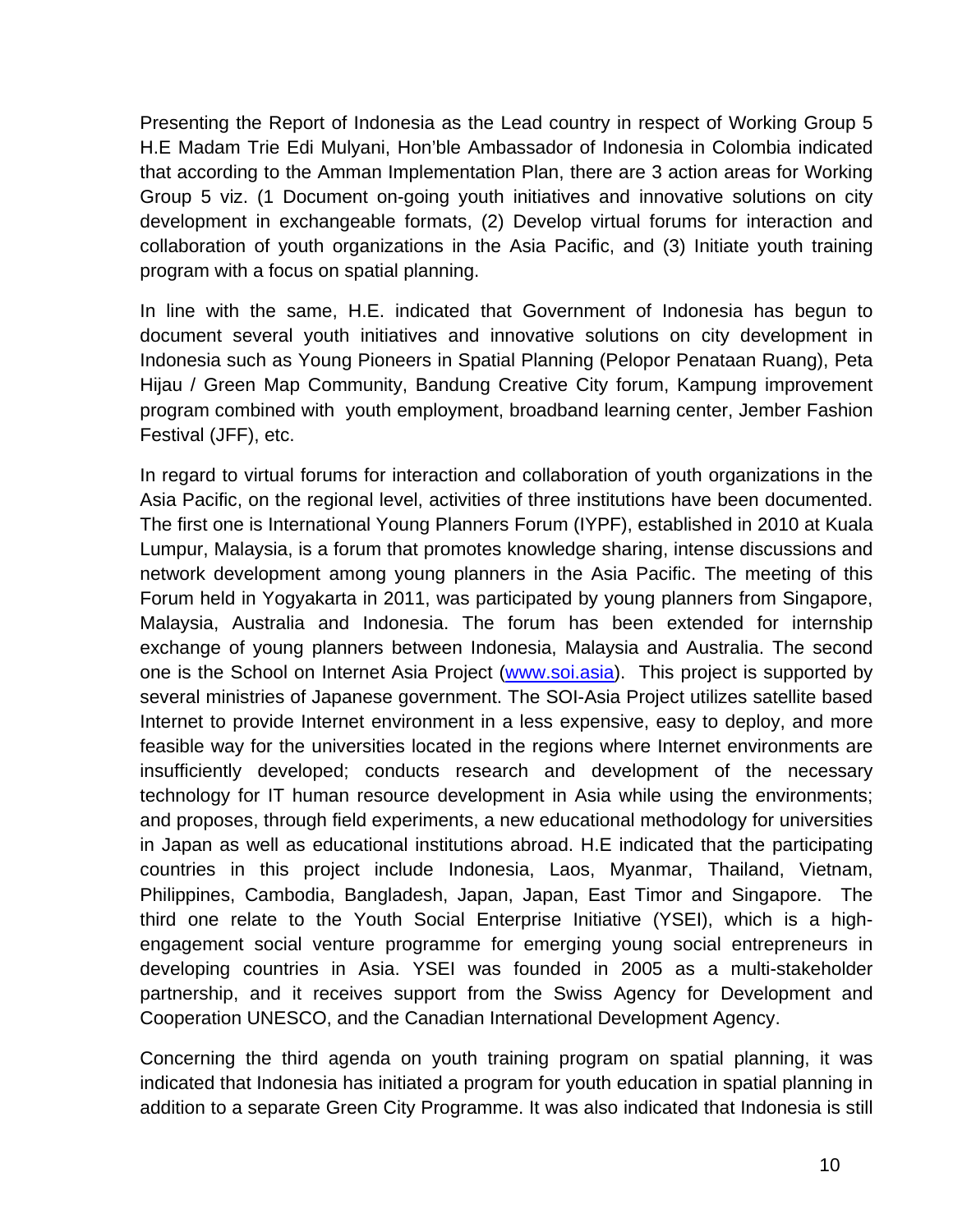Presenting the Report of Indonesia as the Lead country in respect of Working Group 5 H.E Madam Trie Edi Mulyani, Hon'ble Ambassador of Indonesia in Colombia indicated that according to the Amman Implementation Plan, there are 3 action areas for Working Group 5 viz. (1 Document on-going youth initiatives and innovative solutions on city development in exchangeable formats, (2) Develop virtual forums for interaction and collaboration of youth organizations in the Asia Pacific, and (3) Initiate youth training program with a focus on spatial planning.

In line with the same, H.E. indicated that Government of Indonesia has begun to document several youth initiatives and innovative solutions on city development in Indonesia such as Young Pioneers in Spatial Planning (Pelopor Penataan Ruang), Peta Hijau / Green Map Community, Bandung Creative City forum, Kampung improvement program combined with youth employment, broadband learning center, Jember Fashion Festival (JFF), etc.

In regard to virtual forums for interaction and collaboration of youth organizations in the Asia Pacific, on the regional level, activities of three institutions have been documented. The first one is International Young Planners Forum (IYPF), established in 2010 at Kuala Lumpur, Malaysia, is a forum that promotes knowledge sharing, intense discussions and network development among young planners in the Asia Pacific. The meeting of this Forum held in Yogyakarta in 2011, was participated by young planners from Singapore, Malaysia, Australia and Indonesia. The forum has been extended for internship exchange of young planners between Indonesia, Malaysia and Australia. The second one is the School on Internet Asia Project (www.soi.asia). This project is supported by several ministries of Japanese government. The SOI-Asia Project utilizes satellite based Internet to provide Internet environment in a less expensive, easy to deploy, and more feasible way for the universities located in the regions where Internet environments are insufficiently developed; conducts research and development of the necessary technology for IT human resource development in Asia while using the environments; and proposes, through field experiments, a new educational methodology for universities in Japan as well as educational institutions abroad. H.E indicated that the participating countries in this project include Indonesia, Laos, Myanmar, Thailand, Vietnam, Philippines, Cambodia, Bangladesh, Japan, Japan, East Timor and Singapore. The third one relate to the Youth Social Enterprise Initiative (YSEI), which is a high-engagement social venture programme for emerging young social entrepreneurs in developing countries in Asia. YSEI was founded in 2005 as a multi-stakeholder partnership, and it receives support from the Swiss Agency for Development and Cooperation UNESCO, and the Canadian International Development Agency.

Concerning the third agenda on youth training program on spatial planning, it was indicated that Indonesia has initiated a program for youth education in spatial planning in addition to a separate Green City Programme. It was also indicated that Indonesia is still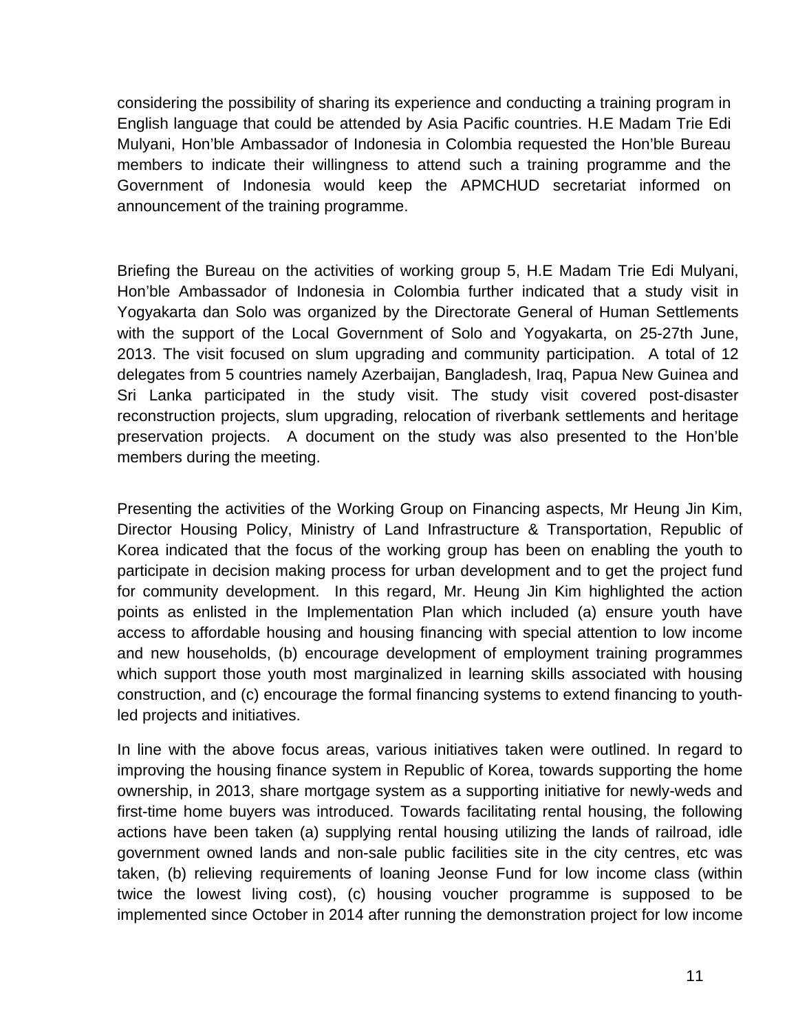considering the possibility of sharing its experience and conducting a training program in English language that could be attended by Asia Pacific countries. H.E Madam Trie Edi Mulyani, Hon'ble Ambassador of Indonesia in Colombia requested the Hon'ble Bureau members to indicate their willingness to attend such a training programme and the Government of Indonesia would keep the APMCHUD secretariat informed on announcement of the training programme.

Briefing the Bureau on the activities of working group 5, H.E Madam Trie Edi Mulyani, Hon'ble Ambassador of Indonesia in Colombia further indicated that a study visit in Yogyakarta dan Solo was organized by the Directorate General of Human Settlements with the support of the Local Government of Solo and Yogyakarta, on 25-27th June, 2013. The visit focused on slum upgrading and community participation. A total of 12 delegates from 5 countries namely Azerbaijan, Bangladesh, Iraq, Papua New Guinea and Sri Lanka participated in the study visit. The study visit covered post-disaster reconstruction projects, slum upgrading, relocation of riverbank settlements and heritage preservation projects. A document on the study was also presented to the Hon'ble members during the meeting.

Presenting the activities of the Working Group on Financing aspects, Mr Heung Jin Kim, Director Housing Policy, Ministry of Land Infrastructure & Transportation, Republic of Korea indicated that the focus of the working group has been on enabling the youth to participate in decision making process for urban development and to get the project fund for community development. In this regard, Mr. Heung Jin Kim highlighted the action points as enlisted in the Implementation Plan which included (a) ensure youth have access to affordable housing and housing financing with special attention to low income and new households, (b) encourage development of employment training programmes which support those youth most marginalized in learning skills associated with housing construction, and (c) encourage the formal financing systems to extend financing to youth-led projects and initiatives.

In line with the above focus areas, various initiatives taken were outlined. In regard to improving the housing finance system in Republic of Korea, towards supporting the home ownership, in 2013, share mortgage system as a supporting initiative for newly-weds and first-time home buyers was introduced. Towards facilitating rental housing, the following actions have been taken (a) supplying rental housing utilizing the lands of railroad, idle government owned lands and non-sale public facilities site in the city centres, etc was taken, (b) relieving requirements of loaning Jeonse Fund for low income class (within twice the lowest living cost), (c) housing voucher programme is supposed to be implemented since October in 2014 after running the demonstration project for low income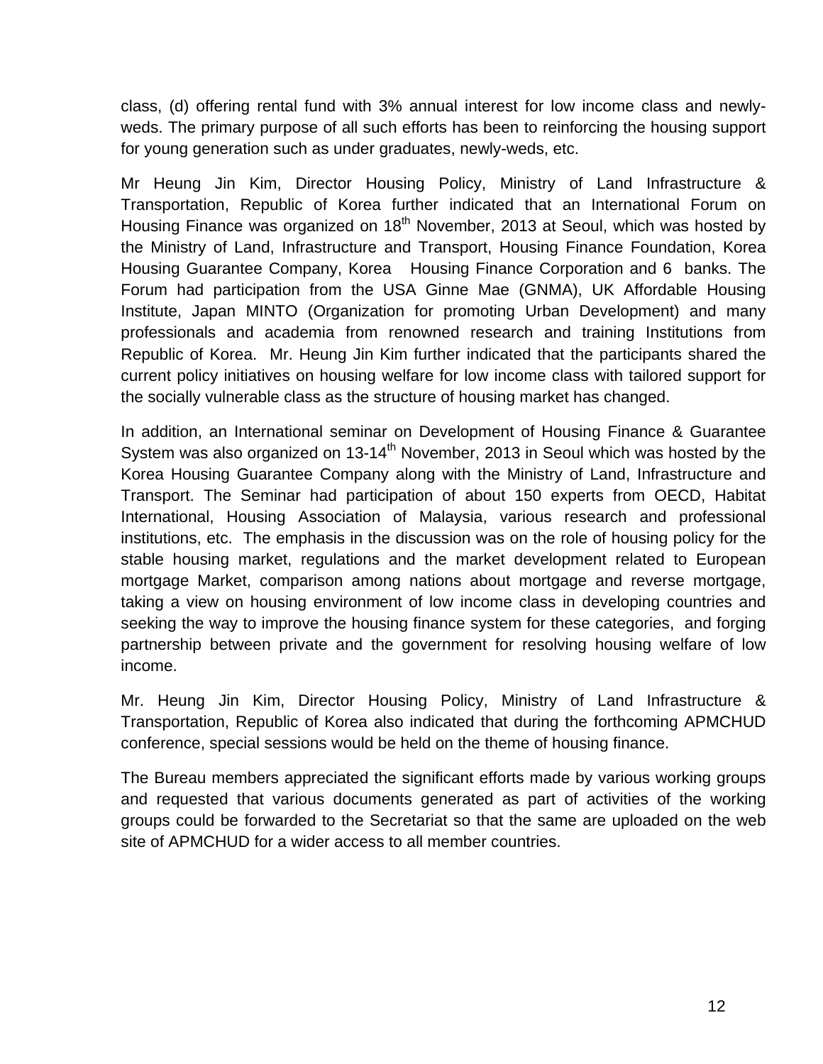class, (d) offering rental fund with 3% annual interest for low income class and newly-weds. The primary purpose of all such efforts has been to reinforcing the housing support for young generation such as under graduates, newly-weds, etc.

Mr Heung Jin Kim, Director Housing Policy, Ministry of Land Infrastructure & Transportation, Republic of Korea further indicated that an International Forum on Housing Finance was organized on 18th November, 2013 at Seoul, which was hosted by the Ministry of Land, Infrastructure and Transport, Housing Finance Foundation, Korea Housing Guarantee Company, Korea Housing Finance Corporation and 6 banks. The Forum had participation from the USA Ginne Mae (GNMA), UK Affordable Housing Institute, Japan MINTO (Organization for promoting Urban Development) and many professionals and academia from renowned research and training Institutions from Republic of Korea. Mr. Heung Jin Kim further indicated that the participants shared the current policy initiatives on housing welfare for low income class with tailored support for the socially vulnerable class as the structure of housing market has changed.

In addition, an International seminar on Development of Housing Finance & Guarantee System was also organized on 13-14th November, 2013 in Seoul which was hosted by the Korea Housing Guarantee Company along with the Ministry of Land, Infrastructure and Transport. The Seminar had participation of about 150 experts from OECD, Habitat International, Housing Association of Malaysia, various research and professional institutions, etc. The emphasis in the discussion was on the role of housing policy for the stable housing market, regulations and the market development related to European mortgage Market, comparison among nations about mortgage and reverse mortgage, taking a view on housing environment of low income class in developing countries and seeking the way to improve the housing finance system for these categories, and forging partnership between private and the government for resolving housing welfare of low income.

Mr. Heung Jin Kim, Director Housing Policy, Ministry of Land Infrastructure & Transportation, Republic of Korea also indicated that during the forthcoming APMCHUD conference, special sessions would be held on the theme of housing finance.

The Bureau members appreciated the significant efforts made by various working groups and requested that various documents generated as part of activities of the working groups could be forwarded to the Secretariat so that the same are uploaded on the web site of APMCHUD for a wider access to all member countries.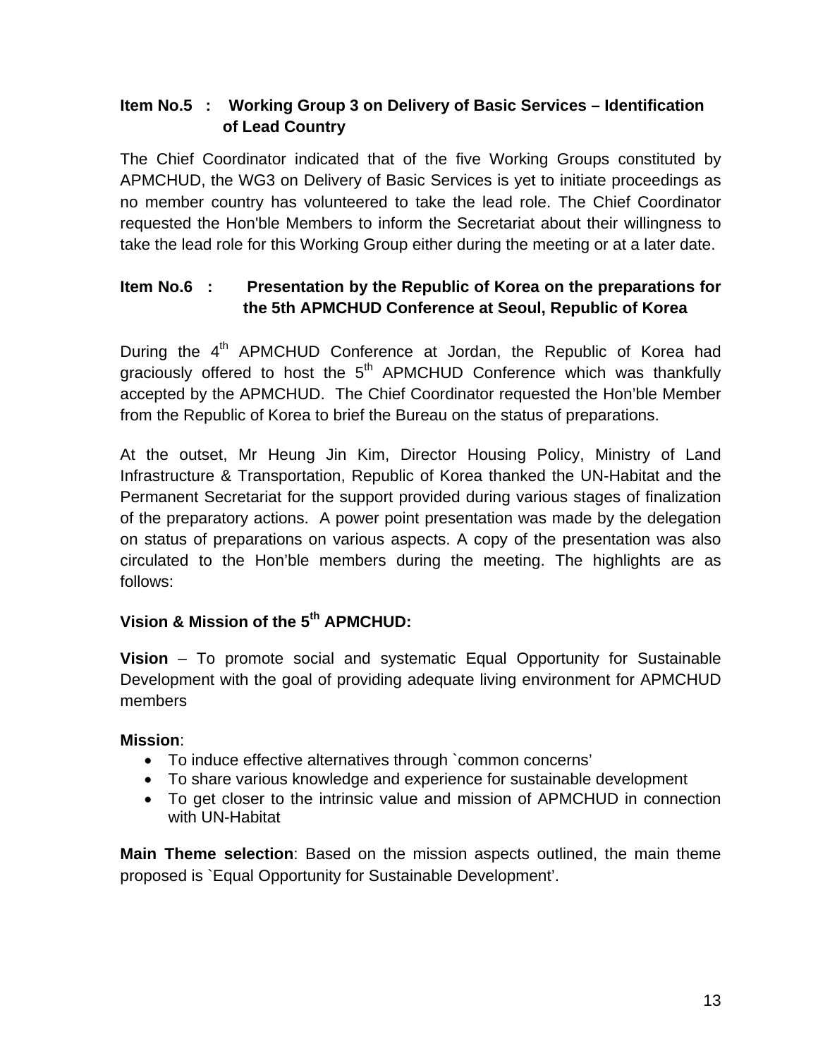**Item No.5 : Working Group 3 on Delivery of Basic Services – Identification of Lead Country**

The Chief Coordinator indicated that of the five Working Groups constituted by APMCHUD, the WG3 on Delivery of Basic Services is yet to initiate proceedings as no member country has volunteered to take the lead role. The Chief Coordinator requested the Hon'ble Members to inform the Secretariat about their willingness to take the lead role for this Working Group either during the meeting or at a later date.

**Item No.6 : Presentation by the Republic of Korea on the preparations for the 5th APMCHUD Conference at Seoul, Republic of Korea**

During the 4th APMCHUD Conference at Jordan, the Republic of Korea had graciously offered to host the 5th APMCHUD Conference which was thankfully accepted by the APMCHUD. The Chief Coordinator requested the Hon'ble Member from the Republic of Korea to brief the Bureau on the status of preparations.

At the outset, Mr Heung Jin Kim, Director Housing Policy, Ministry of Land Infrastructure & Transportation, Republic of Korea thanked the UN-Habitat and the Permanent Secretariat for the support provided during various stages of finalization of the preparatory actions. A power point presentation was made by the delegation on status of preparations on various aspects. A copy of the presentation was also circulated to the Hon'ble members during the meeting. The highlights are as follows:

**Vision & Mission of the 5th APMCHUD:**

**Vision** – To promote social and systematic Equal Opportunity for Sustainable Development with the goal of providing adequate living environment for APMCHUD members

**Mission**:

- To induce effective alternatives through `common concerns'
- To share various knowledge and experience for sustainable development
- To get closer to the intrinsic value and mission of APMCHUD in connection with UN-Habitat

**Main Theme selection**: Based on the mission aspects outlined, the main theme proposed is `Equal Opportunity for Sustainable Development'.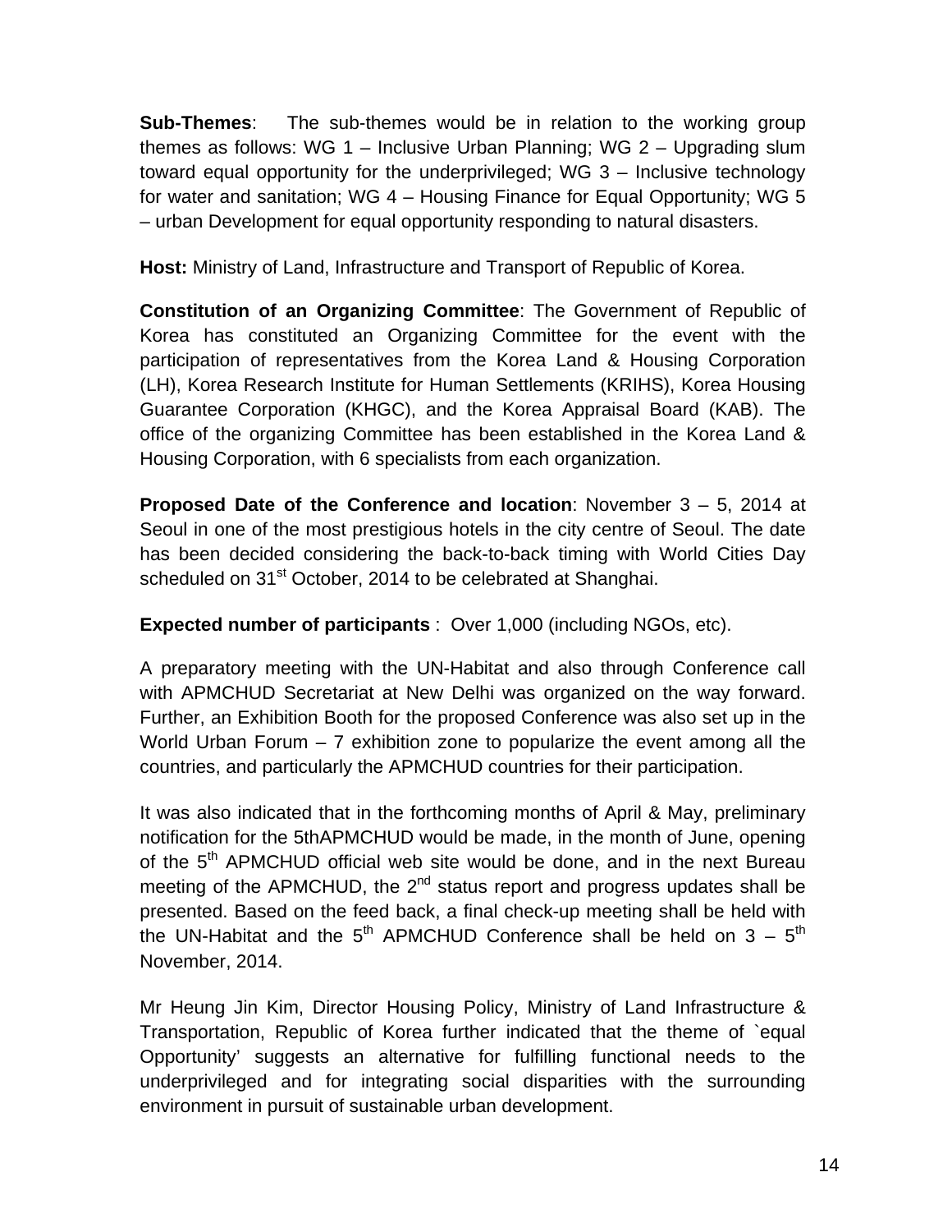**Sub-Themes**: The sub-themes would be in relation to the working group themes as follows: WG 1 – Inclusive Urban Planning; WG 2 – Upgrading slum toward equal opportunity for the underprivileged; WG 3 – Inclusive technology for water and sanitation; WG 4 – Housing Finance for Equal Opportunity; WG 5 – urban Development for equal opportunity responding to natural disasters.

**Host:** Ministry of Land, Infrastructure and Transport of Republic of Korea.

**Constitution of an Organizing Committee**: The Government of Republic of Korea has constituted an Organizing Committee for the event with the participation of representatives from the Korea Land & Housing Corporation (LH), Korea Research Institute for Human Settlements (KRIHS), Korea Housing Guarantee Corporation (KHGC), and the Korea Appraisal Board (KAB). The office of the organizing Committee has been established in the Korea Land & Housing Corporation, with 6 specialists from each organization.

**Proposed Date of the Conference and location**: November 3 – 5, 2014 at Seoul in one of the most prestigious hotels in the city centre of Seoul. The date has been decided considering the back-to-back timing with World Cities Day scheduled on 31st October, 2014 to be celebrated at Shanghai.

**Expected number of participants** : Over 1,000 (including NGOs, etc).

A preparatory meeting with the UN-Habitat and also through Conference call with APMCHUD Secretariat at New Delhi was organized on the way forward. Further, an Exhibition Booth for the proposed Conference was also set up in the World Urban Forum – 7 exhibition zone to popularize the event among all the countries, and particularly the APMCHUD countries for their participation.

It was also indicated that in the forthcoming months of April & May, preliminary notification for the 5thAPMCHUD would be made, in the month of June, opening of the 5th APMCHUD official web site would be done, and in the next Bureau meeting of the APMCHUD, the 2nd status report and progress updates shall be presented. Based on the feed back, a final check-up meeting shall be held with the UN-Habitat and the 5th APMCHUD Conference shall be held on 3 – 5th November, 2014.

Mr Heung Jin Kim, Director Housing Policy, Ministry of Land Infrastructure & Transportation, Republic of Korea further indicated that the theme of `equal Opportunity' suggests an alternative for fulfilling functional needs to the underprivileged and for integrating social disparities with the surrounding environment in pursuit of sustainable urban development.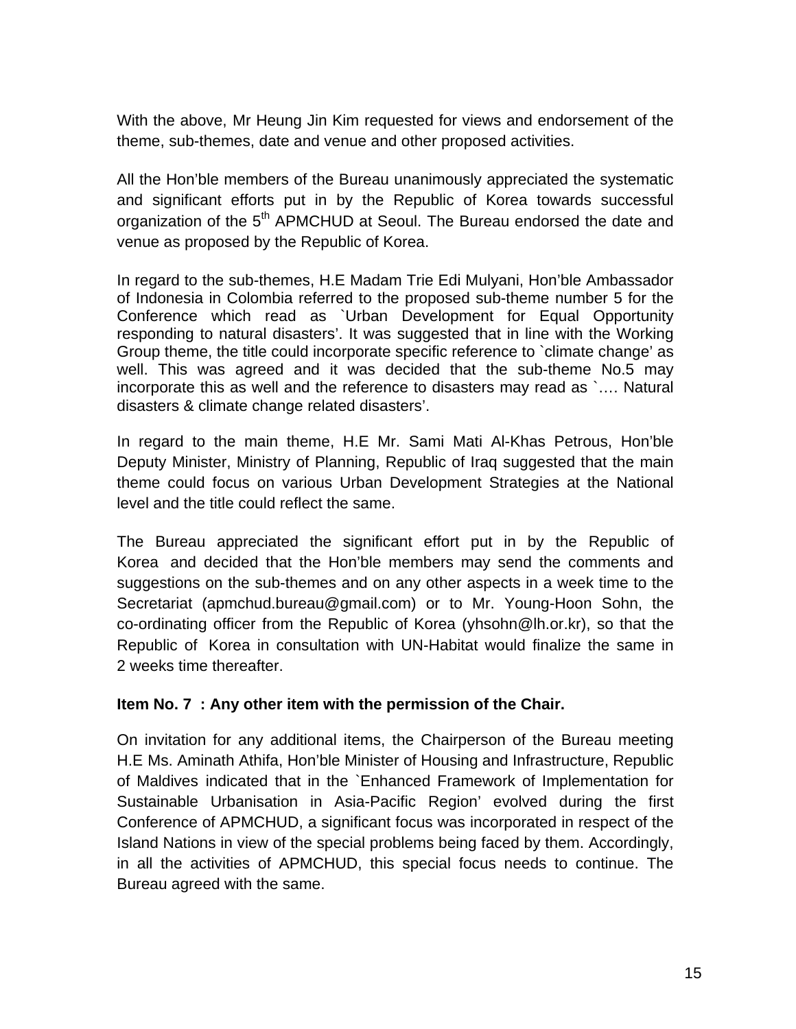With the above, Mr Heung Jin Kim requested for views and endorsement of the theme, sub-themes, date and venue and other proposed activities.

All the Hon'ble members of the Bureau unanimously appreciated the systematic and significant efforts put in by the Republic of Korea towards successful organization of the 5th APMCHUD at Seoul. The Bureau endorsed the date and venue as proposed by the Republic of Korea.

In regard to the sub-themes, H.E Madam Trie Edi Mulyani, Hon'ble Ambassador of Indonesia in Colombia referred to the proposed sub-theme number 5 for the Conference which read as `Urban Development for Equal Opportunity responding to natural disasters'. It was suggested that in line with the Working Group theme, the title could incorporate specific reference to `climate change' as well. This was agreed and it was decided that the sub-theme No.5 may incorporate this as well and the reference to disasters may read as `…. Natural disasters & climate change related disasters'.

In regard to the main theme, H.E Mr. Sami Mati Al-Khas Petrous, Hon'ble Deputy Minister, Ministry of Planning, Republic of Iraq suggested that the main theme could focus on various Urban Development Strategies at the National level and the title could reflect the same.

The Bureau appreciated the significant effort put in by the Republic of Korea and decided that the Hon'ble members may send the comments and suggestions on the sub-themes and on any other aspects in a week time to the Secretariat (apmchud.bureau@gmail.com) or to Mr. Young-Hoon Sohn, the co-ordinating officer from the Republic of Korea (yhsohn@lh.or.kr), so that the Republic of Korea in consultation with UN-Habitat would finalize the same in 2 weeks time thereafter.

**Item No. 7 : Any other item with the permission of the Chair.**

On invitation for any additional items, the Chairperson of the Bureau meeting H.E Ms. Aminath Athifa, Hon'ble Minister of Housing and Infrastructure, Republic of Maldives indicated that in the `Enhanced Framework of Implementation for Sustainable Urbanisation in Asia-Pacific Region' evolved during the first Conference of APMCHUD, a significant focus was incorporated in respect of the Island Nations in view of the special problems being faced by them. Accordingly, in all the activities of APMCHUD, this special focus needs to continue. The Bureau agreed with the same.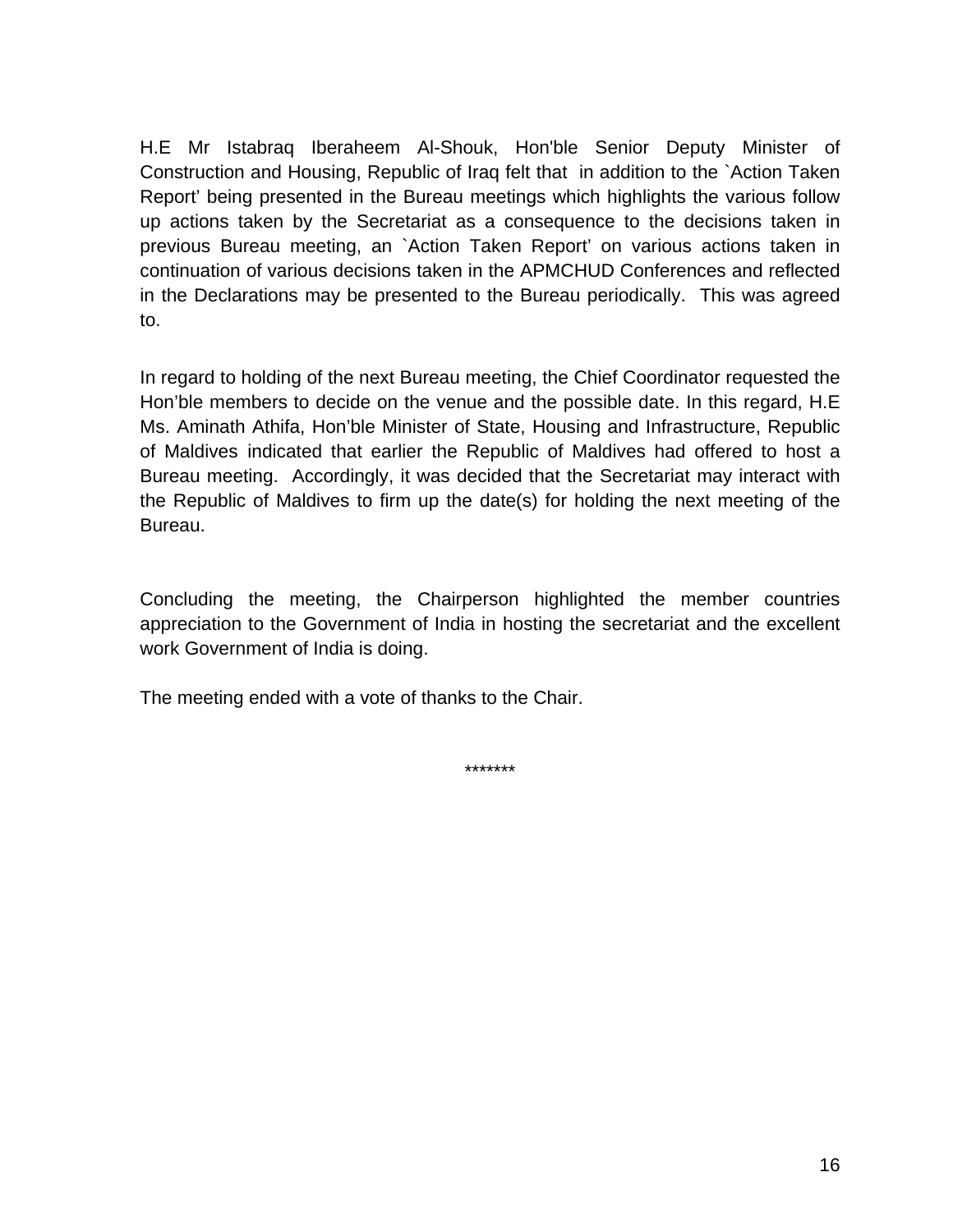H.E Mr Istabraq Iberaheem Al-Shouk, Hon'ble Senior Deputy Minister of Construction and Housing, Republic of Iraq felt that in addition to the `Action Taken Report' being presented in the Bureau meetings which highlights the various follow up actions taken by the Secretariat as a consequence to the decisions taken in previous Bureau meeting, an `Action Taken Report' on various actions taken in continuation of various decisions taken in the APMCHUD Conferences and reflected in the Declarations may be presented to the Bureau periodically. This was agreed to.

In regard to holding of the next Bureau meeting, the Chief Coordinator requested the Hon'ble members to decide on the venue and the possible date. In this regard, H.E Ms. Aminath Athifa, Hon'ble Minister of State, Housing and Infrastructure, Republic of Maldives indicated that earlier the Republic of Maldives had offered to host a Bureau meeting. Accordingly, it was decided that the Secretariat may interact with the Republic of Maldives to firm up the date(s) for holding the next meeting of the Bureau.

Concluding the meeting, the Chairperson highlighted the member countries appreciation to the Government of India in hosting the secretariat and the excellent work Government of India is doing.

The meeting ended with a vote of thanks to the Chair.

*******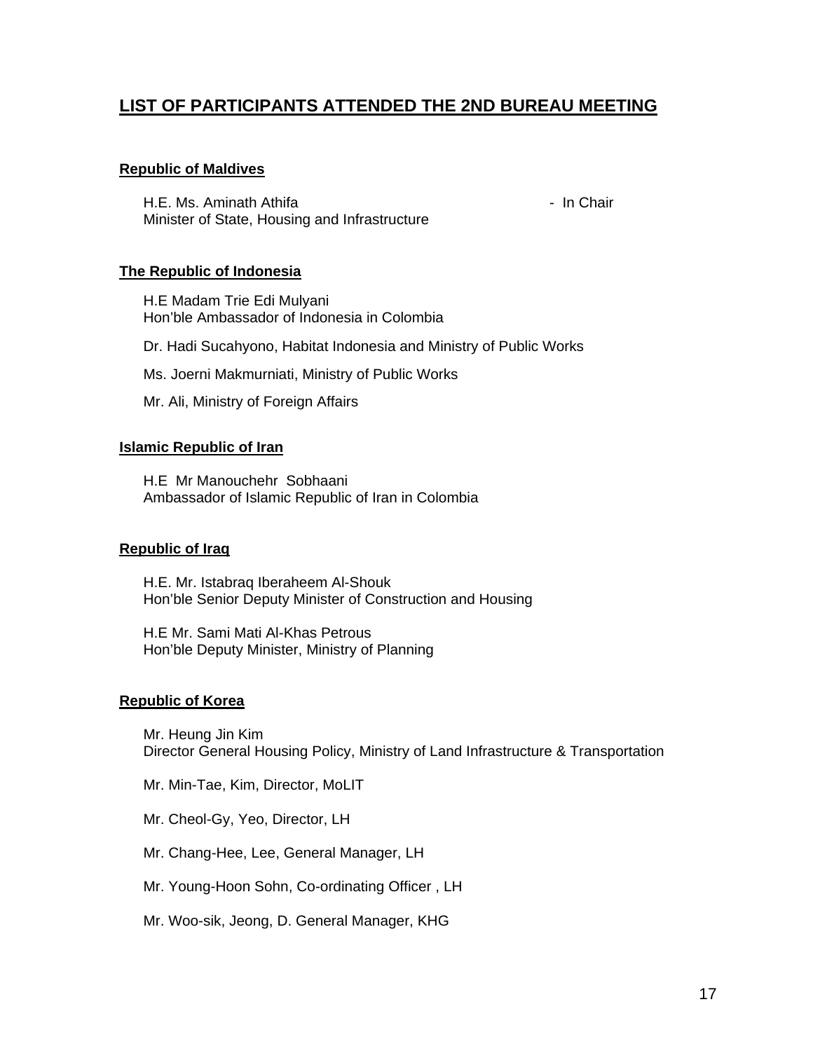## LIST OF PARTICIPANTS ATTENDED THE 2ND BUREAU MEETING

### Republic of Maldives

H.E. Ms. Aminath Athifa - In Chair
Minister of State, Housing and Infrastructure

### The Republic of Indonesia

H.E Madam Trie Edi Mulyani
Hon'ble Ambassador of Indonesia in Colombia

Dr. Hadi Sucahyono, Habitat Indonesia and Ministry of Public Works

Ms. Joerni Makmurniati, Ministry of Public Works

Mr. Ali, Ministry of Foreign Affairs

### Islamic Republic of Iran

H.E Mr Manouchehr Sobhaani
Ambassador of Islamic Republic of Iran in Colombia

### Republic of Iraq

H.E. Mr. Istabraq Iberaheem Al-Shouk
Hon'ble Senior Deputy Minister of Construction and Housing

H.E Mr. Sami Mati Al-Khas Petrous
Hon'ble Deputy Minister, Ministry of Planning

### Republic of Korea

Mr. Heung Jin Kim
Director General Housing Policy, Ministry of Land Infrastructure & Transportation

Mr. Min-Tae, Kim, Director, MoLIT

Mr. Cheol-Gy, Yeo, Director, LH

Mr. Chang-Hee, Lee, General Manager, LH

Mr. Young-Hoon Sohn, Co-ordinating Officer , LH

Mr. Woo-sik, Jeong, D. General Manager, KHG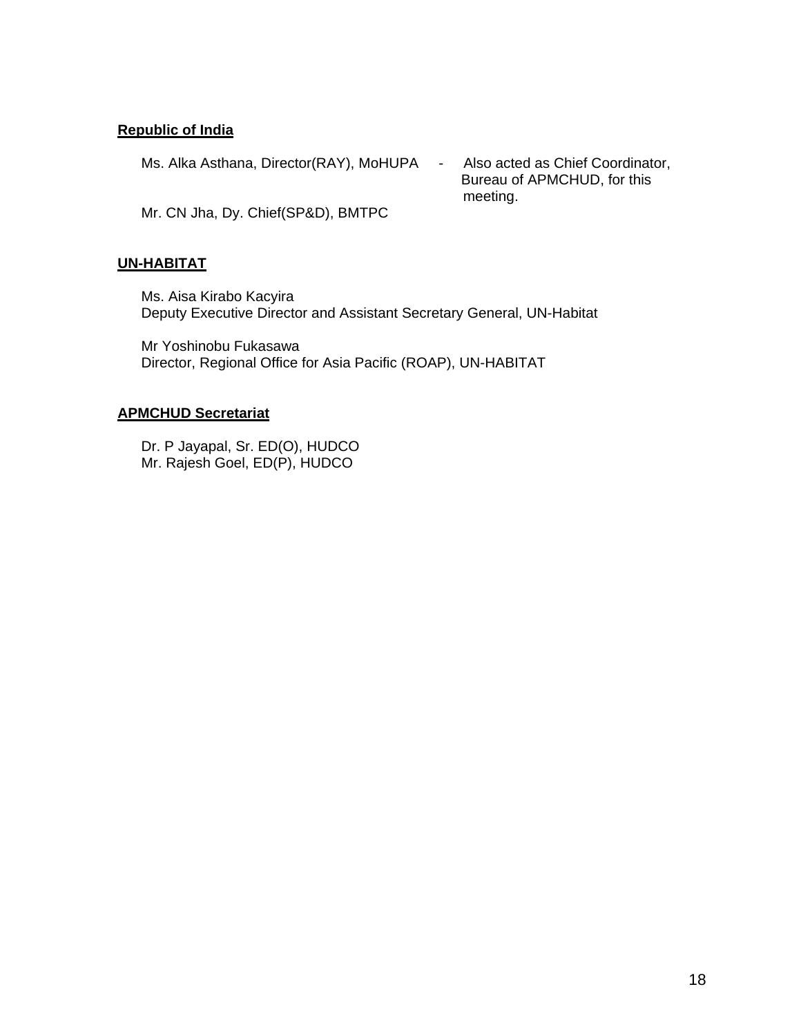**Republic of India**

Ms. Alka Asthana, Director(RAY), MoHUPA - Also acted as Chief Coordinator, Bureau of APMCHUD, for this meeting.

Mr. CN Jha, Dy. Chief(SP&D), BMTPC

**UN-HABITAT**

Ms. Aisa Kirabo Kacyira
Deputy Executive Director and Assistant Secretary General, UN-Habitat

Mr Yoshinobu Fukasawa
Director, Regional Office for Asia Pacific (ROAP), UN-HABITAT

**APMCHUD Secretariat**

Dr. P Jayapal, Sr. ED(O), HUDCO
Mr. Rajesh Goel, ED(P), HUDCO